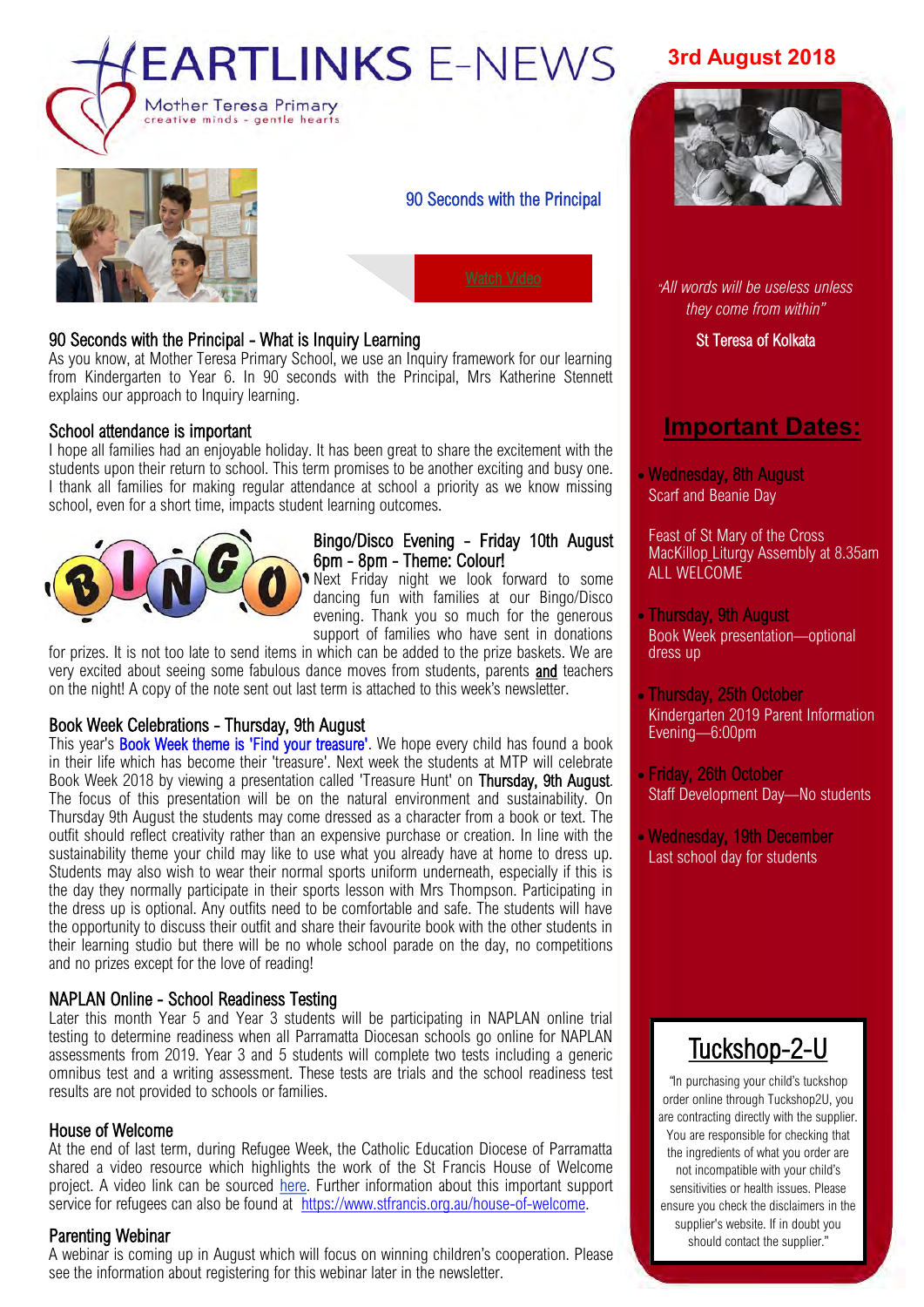# HEARTLINKS E-NEWS

Mother Teresa Primary
creative minds - gentle hearts

**3rd August 2018**

## 90 Seconds with the Principal

Watch Video

### 90 Seconds with the Principal - What is Inquiry Learning

As you know, at Mother Teresa Primary School, we use an Inquiry framework for our learning from Kindergarten to Year 6. In 90 seconds with the Principal, Mrs Katherine Stennett explains our approach to Inquiry learning.

### School attendance is important

I hope all families had an enjoyable holiday. It has been great to share the excitement with the students upon their return to school. This term promises to be another exciting and busy one. I thank all families for making regular attendance at school a priority as we know missing school, even for a short time, impacts student learning outcomes.

### Bingo/Disco Evening - Friday 10th August 6pm - 8pm - Theme: Colour!

Next Friday night we look forward to some dancing fun with families at our Bingo/Disco evening. Thank you so much for the generous support of families who have sent in donations for prizes. It is not too late to send items in which can be added to the prize baskets. We are very excited about seeing some fabulous dance moves from students, parents **and** teachers on the night! A copy of the note sent out last term is attached to this week's newsletter.

### Book Week Celebrations - Thursday, 9th August

This year's Book Week theme is 'Find your treasure'. We hope every child has found a book in their life which has become their 'treasure'. Next week the students at MTP will celebrate Book Week 2018 by viewing a presentation called 'Treasure Hunt' on **Thursday, 9th August**. The focus of this presentation will be on the natural environment and sustainability. On Thursday 9th August the students may come dressed as a character from a book or text. The outfit should reflect creativity rather than an expensive purchase or creation. In line with the sustainability theme your child may like to use what you already have at home to dress up. Students may also wish to wear their normal sports uniform underneath, especially if this is the day they normally participate in their sports lesson with Mrs Thompson. Participating in the dress up is optional. Any outfits need to be comfortable and safe. The students will have the opportunity to discuss their outfit and share their favourite book with the other students in their learning studio but there will be no whole school parade on the day, no competitions and no prizes except for the love of reading!

### NAPLAN Online - School Readiness Testing

Later this month Year 5 and Year 3 students will be participating in NAPLAN online trial testing to determine readiness when all Parramatta Diocesan schools go online for NAPLAN assessments from 2019. Year 3 and 5 students will complete two tests including a generic omnibus test and a writing assessment. These tests are trials and the school readiness test results are not provided to schools or families.

### House of Welcome

At the end of last term, during Refugee Week, the Catholic Education Diocese of Parramatta shared a video resource which highlights the work of the St Francis House of Welcome project. A video link can be sourced here. Further information about this important support service for refugees can also be found at https://www.stfrancis.org.au/house-of-welcome.

### Parenting Webinar

A webinar is coming up in August which will focus on winning children's cooperation. Please see the information about registering for this webinar later in the newsletter.

---

*"All words will be useless unless they come from within"*

St Teresa of Kolkata

## Important Dates:

- **Wednesday, 8th August**
  Scarf and Beanie Day

  Feast of St Mary of the Cross MacKillop Liturgy Assembly at 8.35am ALL WELCOME
- **Thursday, 9th August**
  Book Week presentation—optional dress up
- **Thursday, 25th October**
  Kindergarten 2019 Parent Information Evening—6:00pm
- **Friday, 26th October**
  Staff Development Day—No students
- **Wednesday, 19th December**
  Last school day for students

## Tuckshop-2-U

"In purchasing your child's tuckshop order online through Tuckshop2U, you are contracting directly with the supplier. You are responsible for checking that the ingredients of what you order are not incompatible with your child's sensitivities or health issues. Please ensure you check the disclaimers in the supplier's website. If in doubt you should contact the supplier."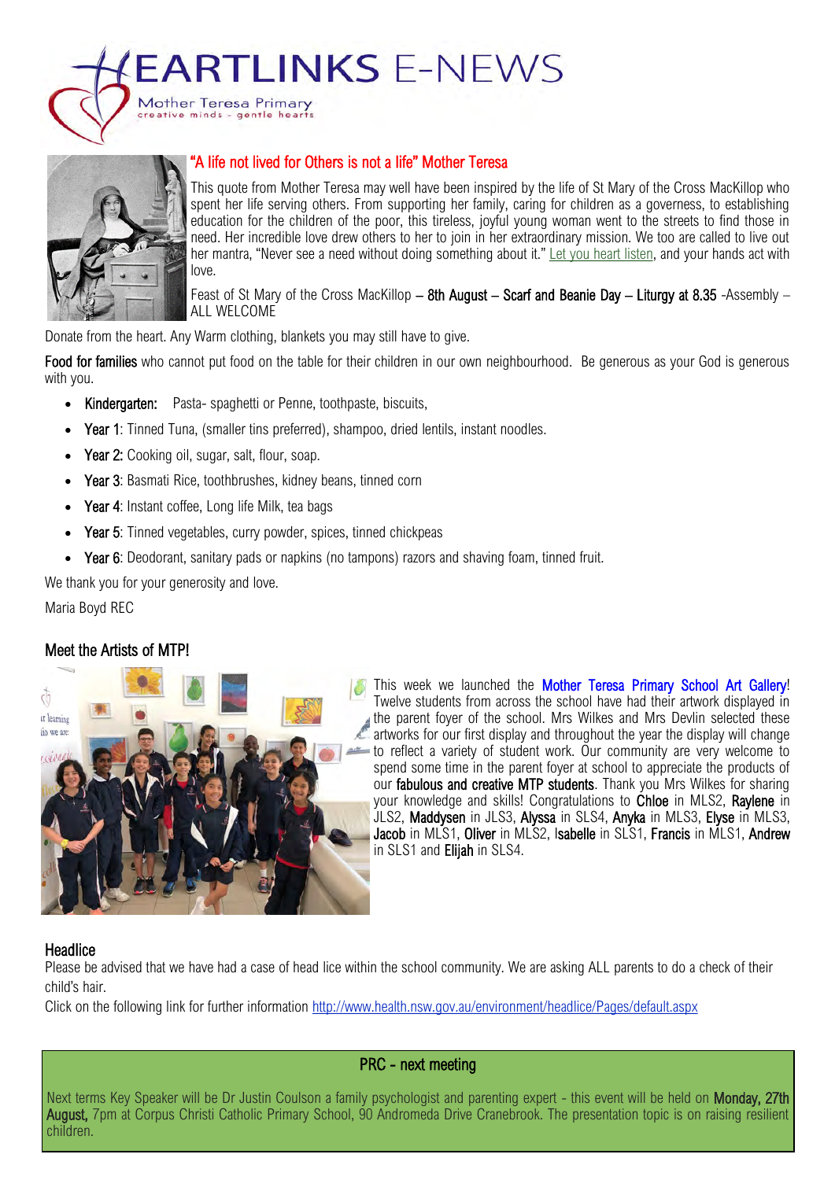# HEARTLINKS E-NEWS

Mother Teresa Primary
creative minds - gentle hearts

## "A life not lived for Others is not a life" Mother Teresa

This quote from Mother Teresa may well have been inspired by the life of St Mary of the Cross MacKillop who spent her life serving others. From supporting her family, caring for children as a governess, to establishing education for the children of the poor, this tireless, joyful young woman went to the streets to find those in need. Her incredible love drew others to her to join in her extraordinary mission. We too are called to live out her mantra, "Never see a need without doing something about it." Let you heart listen, and your hands act with love.

Feast of St Mary of the Cross MacKillop – **8th August – Scarf and Beanie Day – Liturgy at 8.35** -Assembly – ALL WELCOME

Donate from the heart. Any Warm clothing, blankets you may still have to give.

**Food for families** who cannot put food on the table for their children in our own neighbourhood. Be generous as your God is generous with you.

- **Kindergarten:** Pasta- spaghetti or Penne, toothpaste, biscuits,
- **Year 1**: Tinned Tuna, (smaller tins preferred), shampoo, dried lentils, instant noodles.
- **Year 2:** Cooking oil, sugar, salt, flour, soap.
- **Year 3**: Basmati Rice, toothbrushes, kidney beans, tinned corn
- **Year 4**: Instant coffee, Long life Milk, tea bags
- **Year 5**: Tinned vegetables, curry powder, spices, tinned chickpeas
- **Year 6**: Deodorant, sanitary pads or napkins (no tampons) razors and shaving foam, tinned fruit.

We thank you for your generosity and love.

Maria Boyd REC

## Meet the Artists of MTP!

This week we launched the Mother Teresa Primary School Art Gallery! Twelve students from across the school have had their artwork displayed in the parent foyer of the school. Mrs Wilkes and Mrs Devlin selected these artworks for our first display and throughout the year the display will change to reflect a variety of student work. Our community are very welcome to spend some time in the parent foyer at school to appreciate the products of our **fabulous and creative MTP students**. Thank you Mrs Wilkes for sharing your knowledge and skills! Congratulations to **Chloe** in MLS2, **Raylene** in JLS2, **Maddysen** in JLS3, **Alyssa** in SLS4, **Anyka** in MLS3, **Elyse** in MLS3, **Jacob** in MLS1, **Oliver** in MLS2, **Isabelle** in SLS1, **Francis** in MLS1, **Andrew** in SLS1 and **Elijah** in SLS4.

## Headlice

Please be advised that we have had a case of head lice within the school community. We are asking ALL parents to do a check of their child's hair.

Click on the following link for further information http://www.health.nsw.gov.au/environment/headlice/Pages/default.aspx

## PRC - next meeting

Next terms Key Speaker will be Dr Justin Coulson a family psychologist and parenting expert - this event will be held on **Monday, 27th August,** 7pm at Corpus Christi Catholic Primary School, 90 Andromeda Drive Cranebrook. The presentation topic is on raising resilient children.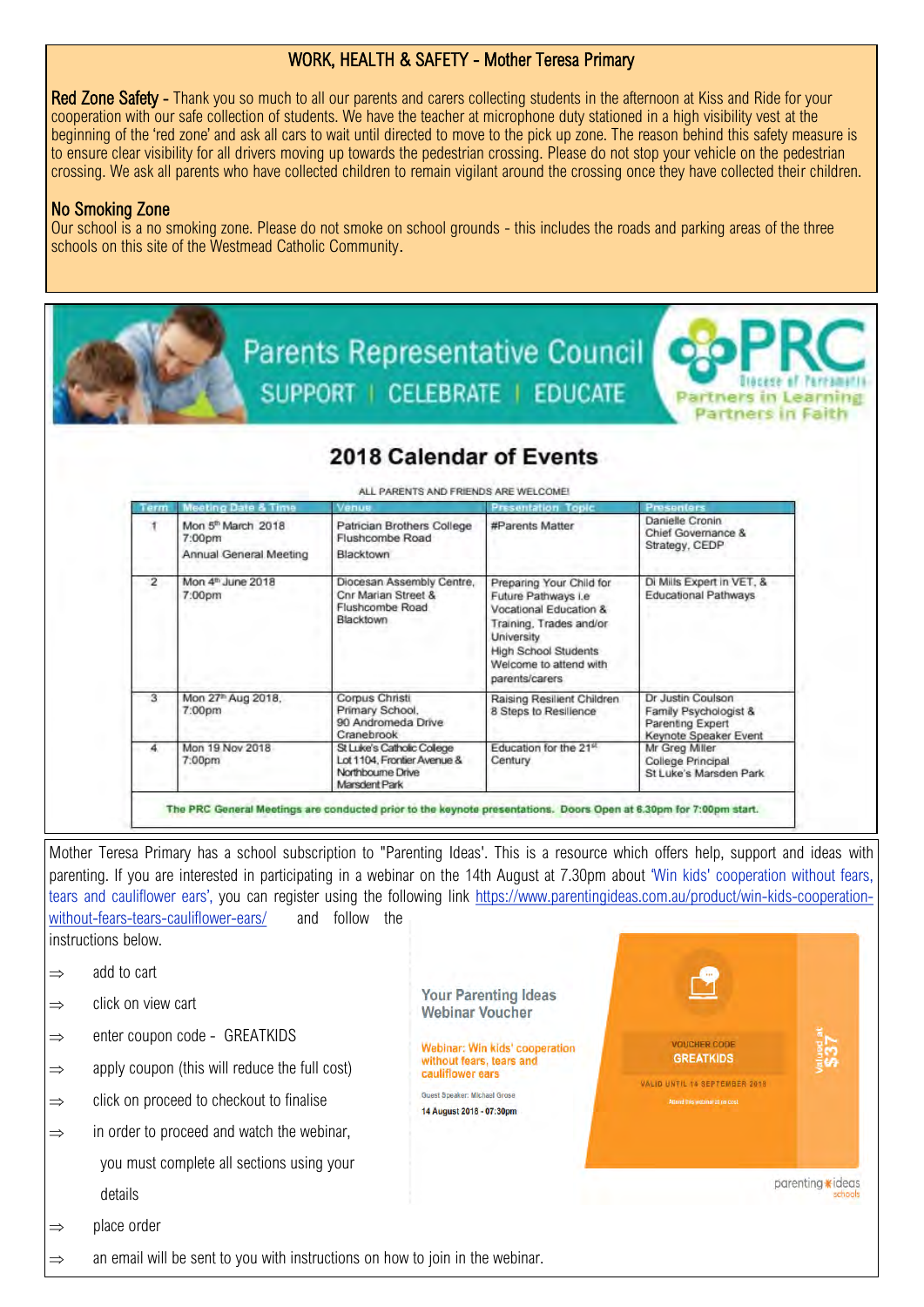## WORK, HEALTH & SAFETY - Mother Teresa Primary

**Red Zone Safety -** Thank you so much to all our parents and carers collecting students in the afternoon at Kiss and Ride for your cooperation with our safe collection of students. We have the teacher at microphone duty stationed in a high visibility vest at the beginning of the 'red zone' and ask all cars to wait until directed to move to the pick up zone. The reason behind this safety measure is to ensure clear visibility for all drivers moving up towards the pedestrian crossing. Please do not stop your vehicle on the pedestrian crossing. We ask all parents who have collected children to remain vigilant around the crossing once they have collected their children.

**No Smoking Zone**

Our school is a no smoking zone. Please do not smoke on school grounds - this includes the roads and parking areas of the three schools on this site of the Westmead Catholic Community.

## Parents Representative Council

SUPPORT | CELEBRATE | EDUCATE

PRC Diocese of Parramatta — Partners in Learning, Partners in Faith

### 2018 Calendar of Events

ALL PARENTS AND FRIENDS ARE WELCOME!

| Term | Meeting Date & Time | Venue | Presentation Topic | Presenters |
|---|---|---|---|---|
| 1 | Mon 5th March 2018 7:00pm Annual General Meeting | Patrician Brothers College Flushcombe Road Blacktown | #Parents Matter | Danielle Cronin Chief Governance & Strategy, CEDP |
| 2 | Mon 4th June 2018 7:00pm | Diocesan Assembly Centre, Cnr Marian Street & Flushcombe Road Blacktown | Preparing Your Child for Future Pathways i.e Vocational Education & Training, Trades and/or University High School Students Welcome to attend with parents/carers | Di Mills Expert in VET, & Educational Pathways |
| 3 | Mon 27th Aug 2018, 7:00pm | Corpus Christi Primary School, 90 Andromeda Drive Cranebrook | Raising Resilient Children 8 Steps to Resilience | Dr Justin Coulson Family Psychologist & Parenting Expert Keynote Speaker Event |
| 4 | Mon 19 Nov 2018 7:00pm | St Luke's Catholic College Lot 1104, Frontier Avenue & Northbourne Drive Marsden Park | Education for the 21st Century | Mr Greg Miller College Principal St Luke's Marsden Park |

The PRC General Meetings are conducted prior to the keynote presentations. Doors Open at 6.30pm for 7:00pm start.

Mother Teresa Primary has a school subscription to "Parenting Ideas". This is a resource which offers help, support and ideas with parenting. If you are interested in participating in a webinar on the 14th August at 7.30pm about 'Win kids' cooperation without fears, tears and cauliflower ears', you can register using the following link https://www.parentingideas.com.au/product/win-kids-cooperation-without-fears-tears-cauliflower-ears/ and follow the instructions below.

⇒ add to cart

⇒ click on view cart

⇒ enter coupon code - GREATKIDS

⇒ apply coupon (this will reduce the full cost)

⇒ click on proceed to checkout to finalise

⇒ in order to proceed and watch the webinar, you must complete all sections using your details

⇒ place order

⇒ an email will be sent to you with instructions on how to join in the webinar.

**Your Parenting Ideas Webinar Voucher**

Webinar: Win kids' cooperation without fears, tears and cauliflower ears

Guest Speaker: Michael Grose

14 August 2018 - 07:30pm

VOUCHER CODE **GREATKIDS**

VALID UNTIL 14 SEPTEMBER 2018

Valued at $37

parenting ideas schools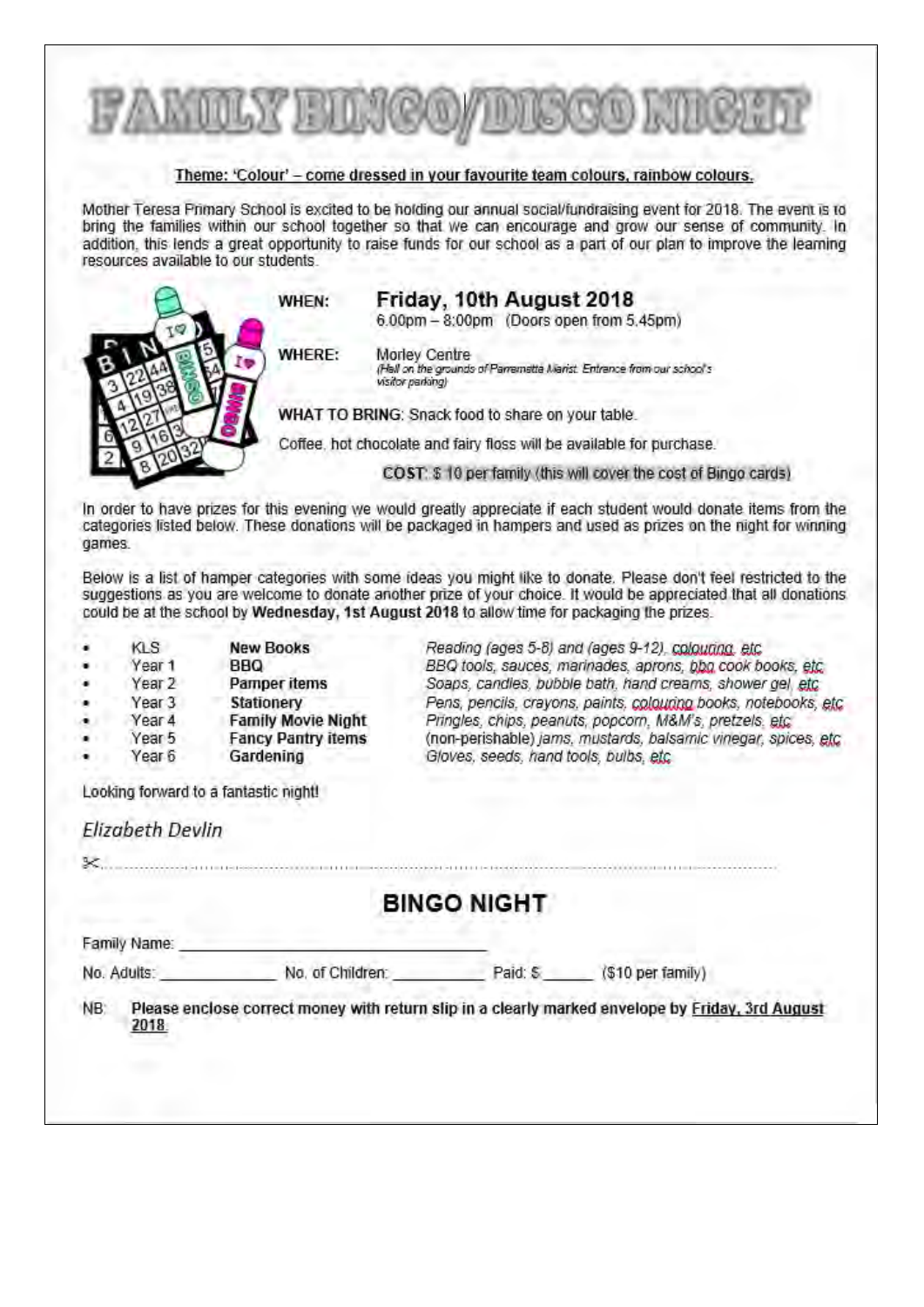# FAMILY BINGO/DISCO NIGHT

**Theme: 'Colour' – come dressed in your favourite team colours, rainbow colours.**

Mother Teresa Primary School is excited to be holding our annual social/fundraising event for 2018. The event is to bring the families within our school together so that we can encourage and grow our sense of community. In addition, this lends a great opportunity to raise funds for our school as a part of our plan to improve the learning resources available to our students.

**WHEN:** **Friday, 10th August 2018**
6.00pm – 8:00pm (Doors open from 5.45pm)

**WHERE:** Morley Centre
*(Hall on the grounds of Parramatta Marist. Entrance from our school's visitor parking)*

**WHAT TO BRING**: Snack food to share on your table.

Coffee, hot chocolate and fairy floss will be available for purchase.

**COST**: $ 10 per family (this will cover the cost of Bingo cards)

In order to have prizes for this evening we would greatly appreciate if each student would donate items from the categories listed below. These donations will be packaged in hampers and used as prizes on the night for winning games.

Below is a list of hamper categories with some ideas you might like to donate. Please don't feel restricted to the suggestions as you are welcome to donate another prize of your choice. It would be appreciated that all donations could be at the school by **Wednesday, 1st August 2018** to allow time for packaging the prizes.

| | | |
|---|---|---|
| KLS | **New Books** | *Reading (ages 5-8) and (ages 9-12), colouring, etc* |
| Year 1 | **BBQ** | *BBQ tools, sauces, marinades, aprons, bbq cook books, etc* |
| Year 2 | **Pamper items** | *Soaps, candles, bubble bath, hand creams, shower gel, etc* |
| Year 3 | **Stationery** | *Pens, pencils, crayons, paints, colouring books, notebooks, etc* |
| Year 4 | **Family Movie Night** | *Pringles, chips, peanuts, popcorn, M&M's, pretzels, etc* |
| Year 5 | **Fancy Pantry items** | (non-perishable) *jams, mustards, balsamic vinegar, spices, etc* |
| Year 6 | **Gardening** | *Gloves, seeds, hand tools, bulbs, etc* |

Looking forward to a fantastic night!

*Elizabeth Devlin*

✂.................................................................................................................................

## BINGO NIGHT

Family Name: ________________________________

No. Adults: ____________ No. of Children: __________ Paid: $______ ($10 per family)

NB: **Please enclose correct money with return slip in a clearly marked envelope by Friday, 3rd August 2018.**